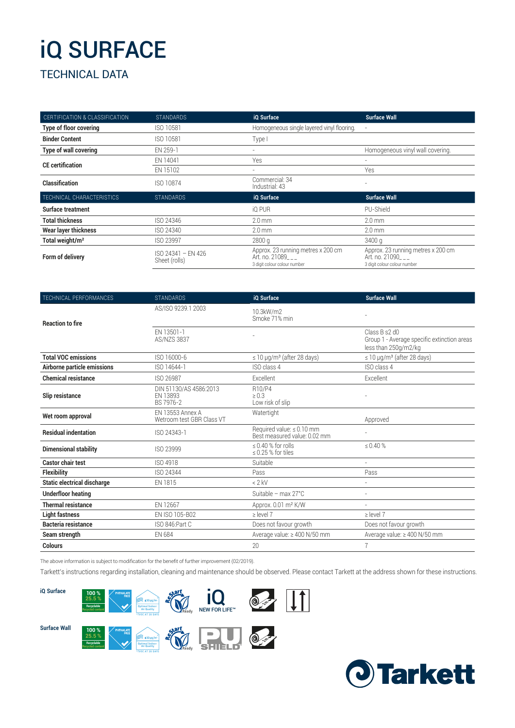# iQ SURFACE

## TECHNICAL DATA

| CERTIFICATION & CLASSIFICATION | STANDARDS | iQ Surface | Surface Wall |
|---|---|---|---|
| **Type of floor covering** | ISO 10581 | Homogeneous single layered vinyl flooring. | - |
| **Binder Content** | ISO 10581 | Type I | |
| **Type of wall covering** | EN 259-1 | - | Homogeneous vinyl wall covering. |
| **CE certification** | EN 14041 | Yes | - |
| | EN 15102 | - | Yes |
| **Classification** | ISO 10874 | Commercial: 34<br>Industrial: 43 | - |
| TECHNICAL CHARACTERISTICS | STANDARDS | iQ Surface | Surface Wall |
| **Surface treatment** | | iQ PUR | PU-Shield |
| **Total thickness** | ISO 24346 | 2.0 mm | 2.0 mm |
| **Wear layer thickness** | ISO 24340 | 2.0 mm | 2.0 mm |
| **Total weight/m²** | ISO 23997 | 2800 g | 3400 g |
| **Form of delivery** | ISO 24341 – EN 426<br>Sheet (rolls) | Approx. 23 running metres x 200 cm<br>Art. no. 21089_ _ _<br>3 digit colour colour number | Approx. 23 running metres x 200 cm<br>Art. no. 21090_ _ _<br>3 digit colour colour number |

| TECHNICAL PERFORMANCES | STANDARDS | iQ Surface | Surface Wall |
|---|---|---|---|
| **Reaction to fire** | AS/ISO 9239.1 2003 | 10.3kW/m2<br>Smoke 71% min | - |
| | EN 13501-1<br>AS/NZS 3837 | - | Class B s2 d0<br>Group 1 - Average specific extinction areas less than 250g/m2/kg |
| **Total VOC emissions** | ISO 16000-6 | ≤ 10 µg/m³ (after 28 days) | ≤ 10 µg/m³ (after 28 days) |
| **Airborne particle emissions** | ISO 14644-1 | ISO class 4 | ISO class 4 |
| **Chemical resistance** | ISO 26987 | Excellent | Excellent |
| **Slip resistance** | DIN 51130/AS 4586:2013<br>EN 13893<br>BS 7976-2 | R10/P4<br>≥ 0.3<br>Low risk of slip | - |
| **Wet room approval** | EN 13553 Annex A<br>Wetroom test GBR Class VT | Watertight | Approved |
| **Residual indentation** | ISO 24343-1 | Required value: ≤ 0.10 mm<br>Best measured value: 0.02 mm | - |
| **Dimensional stability** | ISO 23999 | ≤ 0.40 % for rolls<br>≤ 0.25 % for tiles | ≤ 0.40 % |
| **Castor chair test** | ISO 4918 | Suitable | - |
| **Flexibility** | ISO 24344 | Pass | Pass |
| **Static electrical discharge** | EN 1815 | < 2 kV | - |
| **Underfloor heating** | | Suitable – max 27°C | - |
| **Thermal resistance** | EN 12667 | Approx. 0.01 m² K/W | - |
| **Light fastness** | EN ISO 105-B02 | ≥ level 7 | ≥ level 7 |
| **Bacteria resistance** | ISO 846:Part C | Does not favour growth | Does not favour growth |
| **Seam strength** | EN 684 | Average value: ≥ 400 N/50 mm | Average value: ≥ 400 N/50 mm |
| **Colours** | | 20 | 7 |

The above information is subject to modification for the benefit of further improvement (02/2019).

Tarkett's instructions regarding installation, cleaning and maintenance should be observed. Please contact Tarkett at the address shown for these instructions.

**iQ Surface**

**Surface Wall**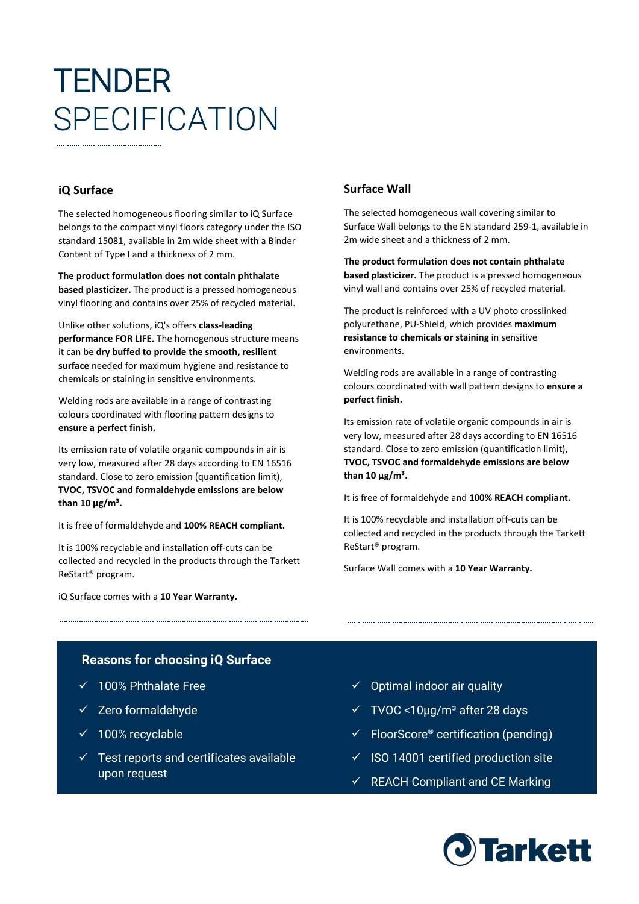# TENDER SPECIFICATION

## iQ Surface

The selected homogeneous flooring similar to iQ Surface belongs to the compact vinyl floors category under the ISO standard 15081, available in 2m wide sheet with a Binder Content of Type I and a thickness of 2 mm.

**The product formulation does not contain phthalate based plasticizer.** The product is a pressed homogeneous vinyl flooring and contains over 25% of recycled material.

Unlike other solutions, iQ's offers **class-leading performance FOR LIFE.** The homogenous structure means it can be **dry buffed to provide the smooth, resilient surface** needed for maximum hygiene and resistance to chemicals or staining in sensitive environments.

Welding rods are available in a range of contrasting colours coordinated with flooring pattern designs to **ensure a perfect finish.**

Its emission rate of volatile organic compounds in air is very low, measured after 28 days according to EN 16516 standard. Close to zero emission (quantification limit), **TVOC, TSVOC and formaldehyde emissions are below than 10 µg/m³.**

It is free of formaldehyde and **100% REACH compliant.**

It is 100% recyclable and installation off-cuts can be collected and recycled in the products through the Tarkett ReStart® program.

iQ Surface comes with a **10 Year Warranty.**

## Surface Wall

The selected homogeneous wall covering similar to Surface Wall belongs to the EN standard 259-1, available in 2m wide sheet and a thickness of 2 mm.

**The product formulation does not contain phthalate based plasticizer.** The product is a pressed homogeneous vinyl wall and contains over 25% of recycled material.

The product is reinforced with a UV photo crosslinked polyurethane, PU-Shield, which provides **maximum resistance to chemicals or staining** in sensitive environments.

Welding rods are available in a range of contrasting colours coordinated with wall pattern designs to **ensure a perfect finish.**

Its emission rate of volatile organic compounds in air is very low, measured after 28 days according to EN 16516 standard. Close to zero emission (quantification limit), **TVOC, TSVOC and formaldehyde emissions are below than 10 µg/m³.**

It is free of formaldehyde and **100% REACH compliant.**

It is 100% recyclable and installation off-cuts can be collected and recycled in the products through the Tarkett ReStart® program.

Surface Wall comes with a **10 Year Warranty.**

## Reasons for choosing iQ Surface

- ✓ 100% Phthalate Free
- ✓ Zero formaldehyde
- ✓ 100% recyclable
- ✓ Test reports and certificates available upon request
- ✓ Optimal indoor air quality
- ✓ TVOC <10µg/m³ after 28 days
- ✓ FloorScore® certification (pending)
- ✓ ISO 14001 certified production site
- ✓ REACH Compliant and CE Marking

Tarkett